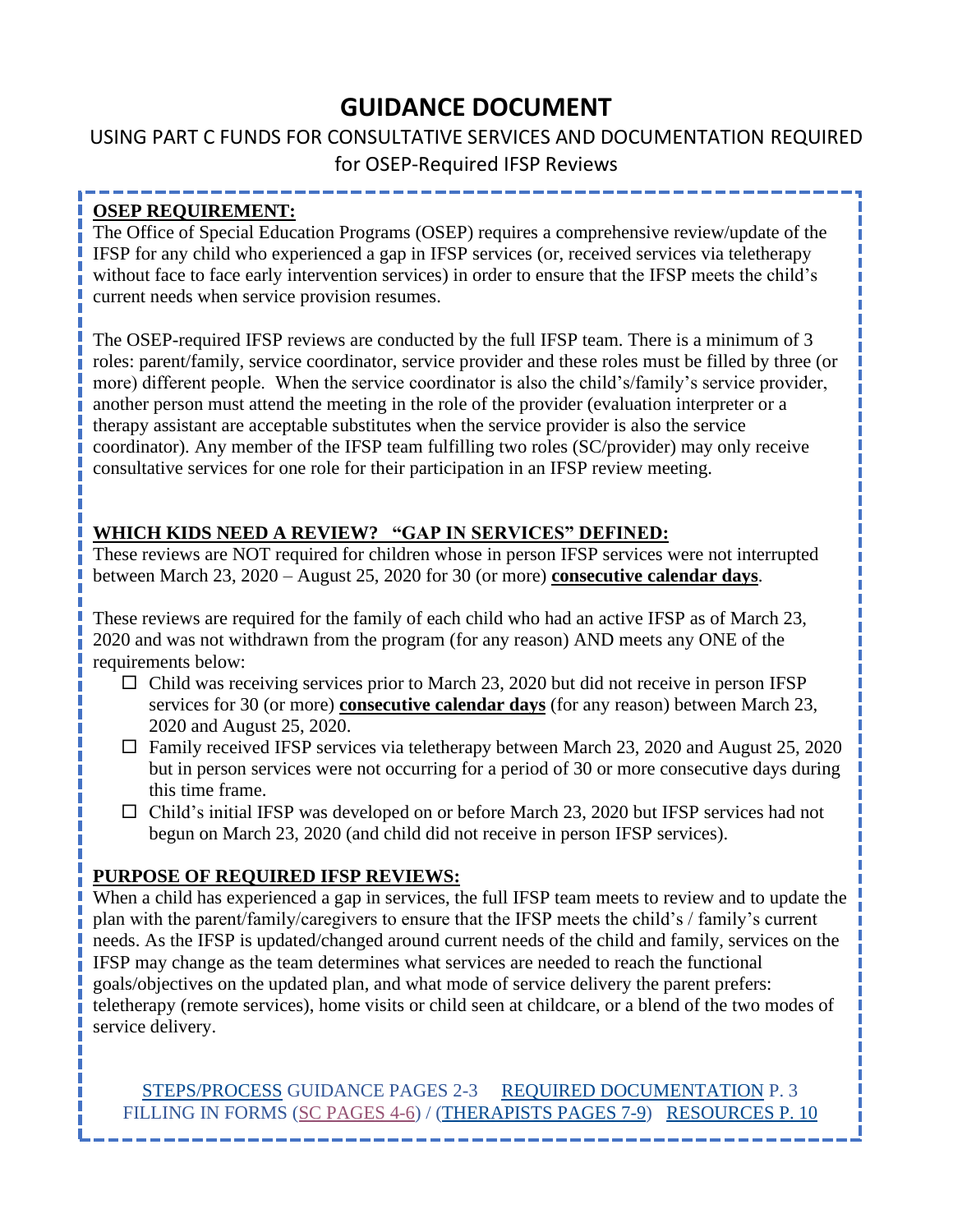# GUIDANCE DOCUMENT

## USING PART C FUNDS FOR CONSULTATIVE SERVICES AND DOCUMENTATION REQUIRED for OSEP-Required IFSP Reviews

**OSEP REQUIREMENT:**

The Office of Special Education Programs (OSEP) requires a comprehensive review/update of the IFSP for any child who experienced a gap in IFSP services (or, received services via teletherapy without face to face early intervention services) in order to ensure that the IFSP meets the child's current needs when service provision resumes.

The OSEP-required IFSP reviews are conducted by the full IFSP team. There is a minimum of 3 roles: parent/family, service coordinator, service provider and these roles must be filled by three (or more) different people. When the service coordinator is also the child's/family's service provider, another person must attend the meeting in the role of the provider (evaluation interpreter or a therapy assistant are acceptable substitutes when the service provider is also the service coordinator). Any member of the IFSP team fulfilling two roles (SC/provider) may only receive consultative services for one role for their participation in an IFSP review meeting.

**WHICH KIDS NEED A REVIEW? "GAP IN SERVICES" DEFINED:**

These reviews are NOT required for children whose in person IFSP services were not interrupted between March 23, 2020 – August 25, 2020 for 30 (or more) **consecutive calendar days**.

These reviews are required for the family of each child who had an active IFSP as of March 23, 2020 and was not withdrawn from the program (for any reason) AND meets any ONE of the requirements below:

- ☐ Child was receiving services prior to March 23, 2020 but did not receive in person IFSP services for 30 (or more) **consecutive calendar days** (for any reason) between March 23, 2020 and August 25, 2020.
- ☐ Family received IFSP services via teletherapy between March 23, 2020 and August 25, 2020 but in person services were not occurring for a period of 30 or more consecutive days during this time frame.
- ☐ Child's initial IFSP was developed on or before March 23, 2020 but IFSP services had not begun on March 23, 2020 (and child did not receive in person IFSP services).

**PURPOSE OF REQUIRED IFSP REVIEWS:**

When a child has experienced a gap in services, the full IFSP team meets to review and to update the plan with the parent/family/caregivers to ensure that the IFSP meets the child's / family's current needs. As the IFSP is updated/changed around current needs of the child and family, services on the IFSP may change as the team determines what services are needed to reach the functional goals/objectives on the updated plan, and what mode of service delivery the parent prefers: teletherapy (remote services), home visits or child seen at childcare, or a blend of the two modes of service delivery.

STEPS/PROCESS GUIDANCE PAGES 2-3 REQUIRED DOCUMENTATION P. 3
FILLING IN FORMS (SC PAGES 4-6) / (THERAPISTS PAGES 7-9) RESOURCES P. 10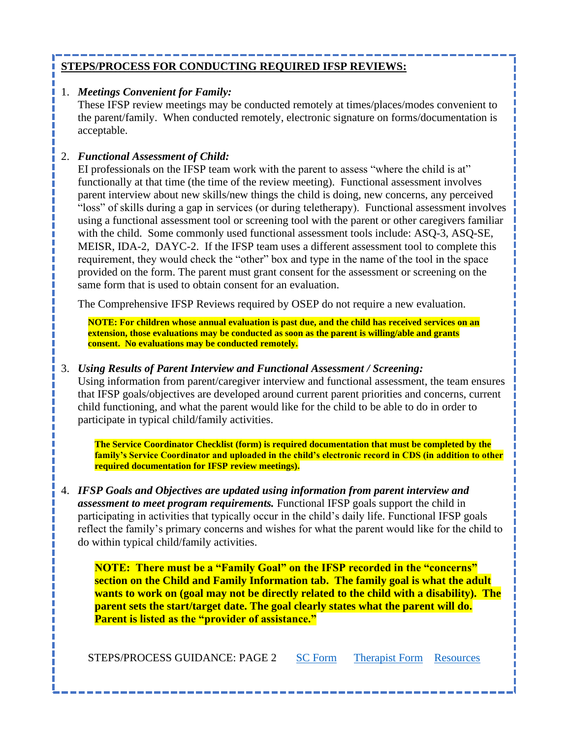## STEPS/PROCESS FOR CONDUCTING REQUIRED IFSP REVIEWS:

1. ***Meetings Convenient for Family:***
   These IFSP review meetings may be conducted remotely at times/places/modes convenient to the parent/family. When conducted remotely, electronic signature on forms/documentation is acceptable.

2. ***Functional Assessment of Child:***
   EI professionals on the IFSP team work with the parent to assess "where the child is at" functionally at that time (the time of the review meeting). Functional assessment involves parent interview about new skills/new things the child is doing, new concerns, any perceived "loss" of skills during a gap in services (or during teletherapy). Functional assessment involves using a functional assessment tool or screening tool with the parent or other caregivers familiar with the child. Some commonly used functional assessment tools include: ASQ-3, ASQ-SE, MEISR, IDA-2, DAYC-2. If the IFSP team uses a different assessment tool to complete this requirement, they would check the "other" box and type in the name of the tool in the space provided on the form. The parent must grant consent for the assessment or screening on the same form that is used to obtain consent for an evaluation.

   The Comprehensive IFSP Reviews required by OSEP do not require a new evaluation.

   **NOTE: For children whose annual evaluation is past due, and the child has received services on an extension, those evaluations may be conducted as soon as the parent is willing/able and grants consent. No evaluations may be conducted remotely.**

3. ***Using Results of Parent Interview and Functional Assessment / Screening:***
   Using information from parent/caregiver interview and functional assessment, the team ensures that IFSP goals/objectives are developed around current parent priorities and concerns, current child functioning, and what the parent would like for the child to be able to do in order to participate in typical child/family activities.

   **The Service Coordinator Checklist (form) is required documentation that must be completed by the family's Service Coordinator and uploaded in the child's electronic record in CDS (in addition to other required documentation for IFSP review meetings).**

4. ***IFSP Goals and Objectives are updated using information from parent interview and assessment to meet program requirements.*** Functional IFSP goals support the child in participating in activities that typically occur in the child's daily life. Functional IFSP goals reflect the family's primary concerns and wishes for what the parent would like for the child to do within typical child/family activities.

   **NOTE: There must be a "Family Goal" on the IFSP recorded in the "concerns" section on the Child and Family Information tab. The family goal is what the adult wants to work on (goal may not be directly related to the child with a disability). The parent sets the start/target date. The goal clearly states what the parent will do. Parent is listed as the "provider of assistance."**

STEPS/PROCESS GUIDANCE: PAGE 2 SC Form Therapist Form Resources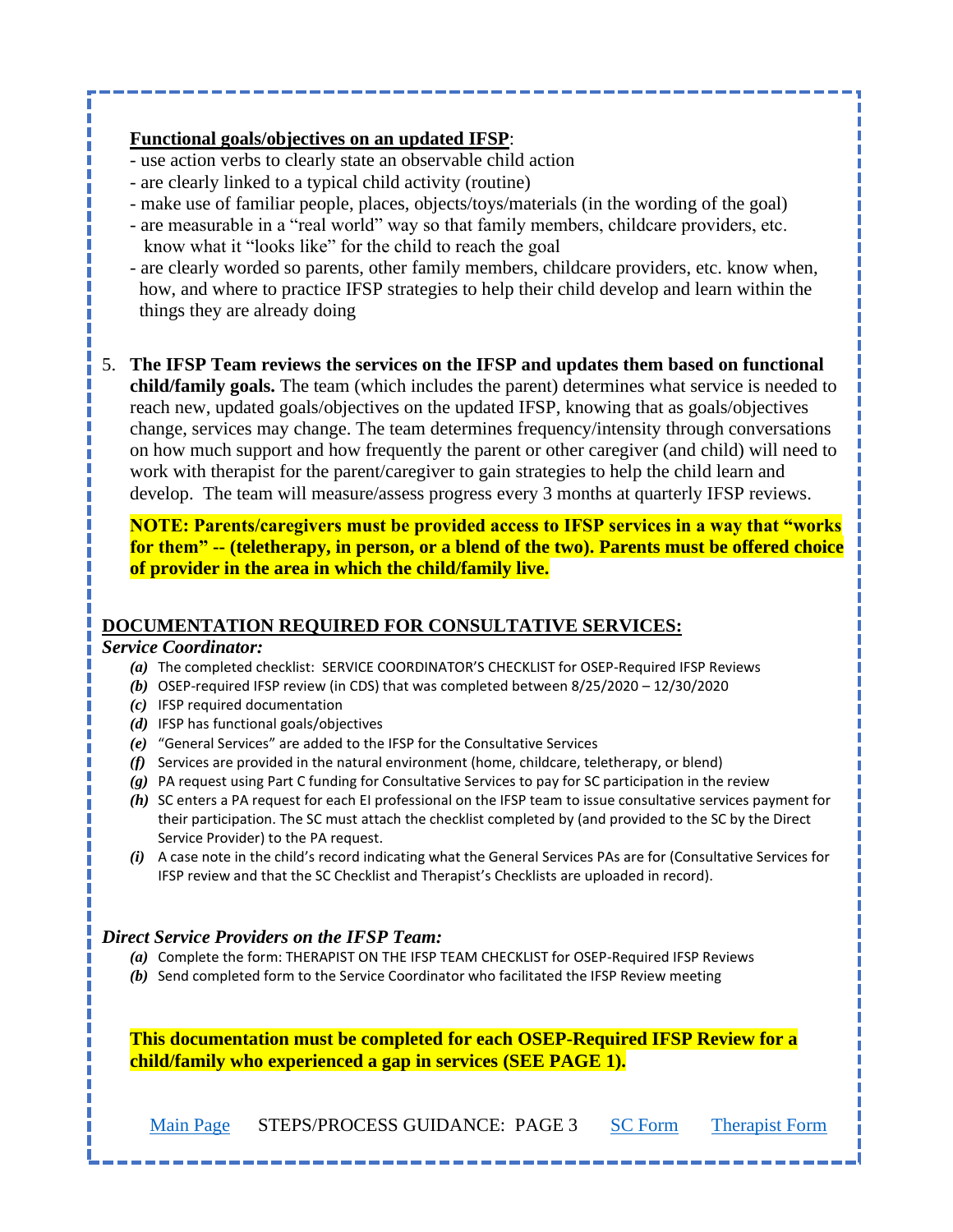**<u>Functional goals/objectives on an updated IFSP</u>**:

- use action verbs to clearly state an observable child action
- are clearly linked to a typical child activity (routine)
- make use of familiar people, places, objects/toys/materials (in the wording of the goal)
- are measurable in a "real world" way so that family members, childcare providers, etc. know what it "looks like" for the child to reach the goal
- are clearly worded so parents, other family members, childcare providers, etc. know when, how, and where to practice IFSP strategies to help their child develop and learn within the things they are already doing

5. **The IFSP Team reviews the services on the IFSP and updates them based on functional child/family goals.** The team (which includes the parent) determines what service is needed to reach new, updated goals/objectives on the updated IFSP, knowing that as goals/objectives change, services may change. The team determines frequency/intensity through conversations on how much support and how frequently the parent or other caregiver (and child) will need to work with therapist for the parent/caregiver to gain strategies to help the child learn and develop. The team will measure/assess progress every 3 months at quarterly IFSP reviews.

   **NOTE: Parents/caregivers must be provided access to IFSP services in a way that "works for them" -- (teletherapy, in person, or a blend of the two). Parents must be offered choice of provider in the area in which the child/family live.**

## <u>DOCUMENTATION REQUIRED FOR CONSULTATIVE SERVICES:</u>

### *Service Coordinator:*

*(a)* The completed checklist: SERVICE COORDINATOR'S CHECKLIST for OSEP-Required IFSP Reviews
*(b)* OSEP-required IFSP review (in CDS) that was completed between 8/25/2020 – 12/30/2020
*(c)* IFSP required documentation
*(d)* IFSP has functional goals/objectives
*(e)* "General Services" are added to the IFSP for the Consultative Services
*(f)* Services are provided in the natural environment (home, childcare, teletherapy, or blend)
*(g)* PA request using Part C funding for Consultative Services to pay for SC participation in the review
*(h)* SC enters a PA request for each EI professional on the IFSP team to issue consultative services payment for their participation. The SC must attach the checklist completed by (and provided to the SC by the Direct Service Provider) to the PA request.
*(i)* A case note in the child's record indicating what the General Services PAs are for (Consultative Services for IFSP review and that the SC Checklist and Therapist's Checklists are uploaded in record).

### *Direct Service Providers on the IFSP Team:*

*(a)* Complete the form: THERAPIST ON THE IFSP TEAM CHECKLIST for OSEP-Required IFSP Reviews
*(b)* Send completed form to the Service Coordinator who facilitated the IFSP Review meeting

**This documentation must be completed for each OSEP-Required IFSP Review for a child/family who experienced a gap in services (SEE PAGE 1).**

Main Page    STEPS/PROCESS GUIDANCE: PAGE 3    SC Form    Therapist Form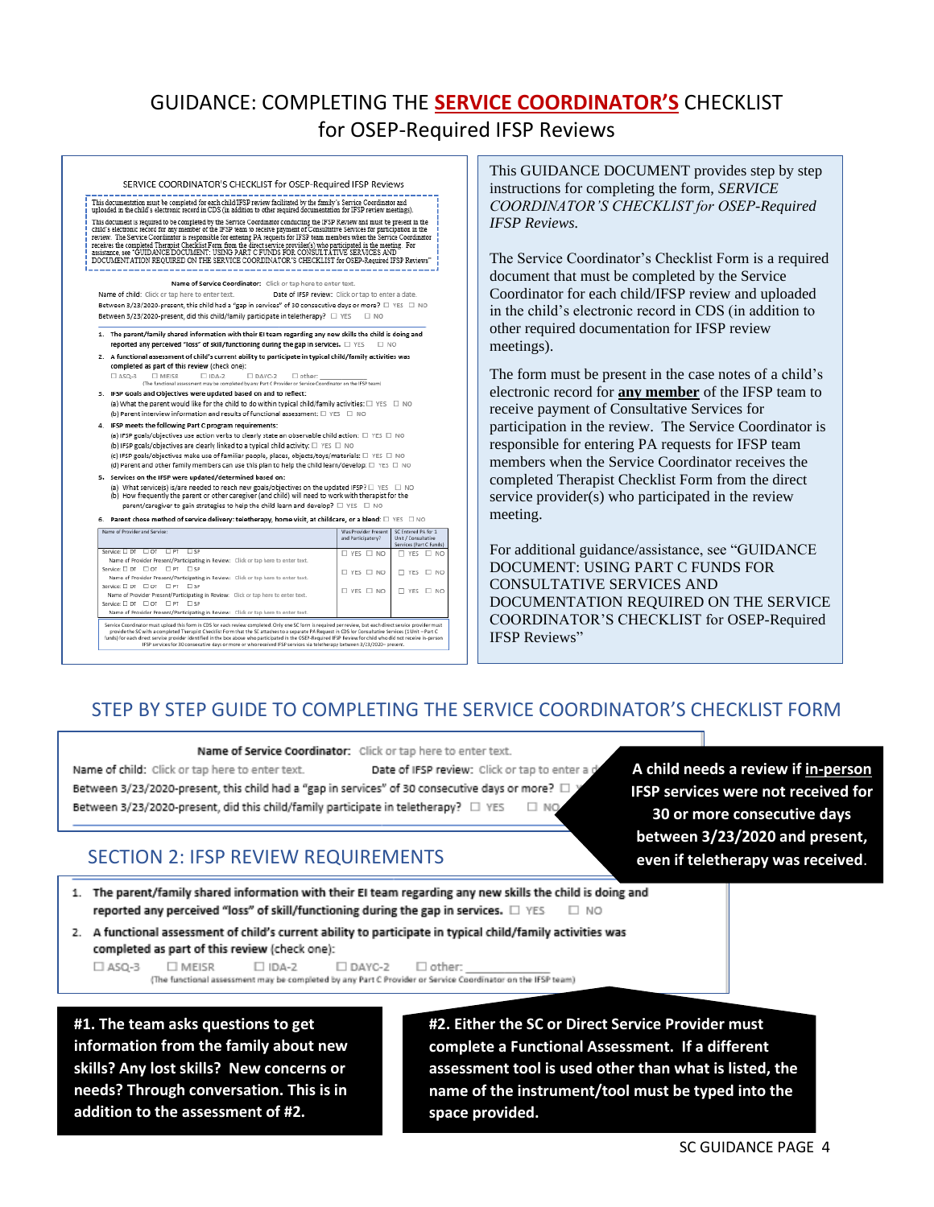# GUIDANCE: COMPLETING THE **SERVICE COORDINATOR'S** CHECKLIST for OSEP-Required IFSP Reviews

SERVICE COORDINATOR'S CHECKLIST for OSEP-Required IFSP Reviews

This documentation must be completed for each child IFSP review facilitated by the family's Service Coordinator and uploaded in the child's electronic record in CDS (in addition to other required documentation for IFSP review meetings).

This document is required to be completed by the Service Coordinator conducting the IFSP Review and must be present in the child's electronic record for any member of the IFSP team to receive payment of Consultative Services for participation in the review. The Service Coordinator is responsible for entering PA requests for IFSP team members when the Service Coordinator receives the completed Therapist Checklist Form from the direct service provider(s) who participated in the meeting. For assistance, see "GUIDANCE DOCUMENT: USING PART C FUNDS FOR CONSULTATIVE SERVICES AND DOCUMENTATION REQUIRED ON THE SERVICE COORDINATOR'S CHECKLIST for OSEP-Required IFSP Reviews"

**Name of Service Coordinator:** Click or tap here to enter text.

Name of child: Click or tap here to enter text. Date of IFSP review: Click or tap to enter a date.

Between 3/23/2020-present, this child had a "gap in services" of 30 consecutive days or more? ☐ YES ☐ NO

Between 3/23/2020-present, did this child/family participate in teletherapy? ☐ YES ☐ NO

1. **The parent/family shared information with their EI team regarding any new skills the child is doing and reported any perceived "loss" of skill/functioning during the gap in services.** ☐ YES ☐ NO
2. **A functional assessment of child's current ability to participate in typical child/family activities was completed as part of this review** (check one):
   ☐ ASQ-3 ☐ MEISR ☐ IDA-2 ☐ DAYC-2 ☐ other: ____
   (The functional assessment may be completed by any Part C Provider or Service Coordinator on the IFSP team)
3. **IFSP Goals and objectives were updated based on and to reflect:**
   (a) What the parent would like for the child to do within typical child/family activities: ☐ YES ☐ NO
   (b) Parent interview information and results of functional assessment: ☐ YES ☐ NO
4. **IFSP meets the following Part C program requirements:**
   (a) IFSP goals/objectives use action verbs to clearly state an observable child action: ☐ YES ☐ NO
   (b) IFSP goals/objectives are clearly linked to a typical child activity: ☐ YES ☐ NO
   (c) IFSP goals/objectives make use of familiar people, places, objects/toys/materials: ☐ YES ☐ NO
   (d) Parent and other family members can use this plan to help the child learn/develop: ☐ YES ☐ NO
5. **Services on the IFSP were updated/determined based on:**
   (a) What service(s) is/are needed to reach new goals/objectives on the updated IFSP? ☐ YES ☐ NO
   (b) How frequently the parent or other caregiver (and child) will need to work with therapist for the parent/caregiver to gain strategies to help the child learn and develop? ☐ YES ☐ NO
6. **Parent chose method of service delivery: teletherapy, home visit, at childcare, or a blend:** ☐ YES ☐ NO

| Name of Provider and Service: | Was Provider Present and Participatory? | SC Entered PA for 1 Unit / Consultative Services (Part C Funds) |
|---|---|---|
| Service: ☐ DT ☐ OT ☐ PT ☐ SP<br>Name of Provider Present/Participating in Review: Click or tap here to enter text. | ☐ YES ☐ NO | ☐ YES ☐ NO |
| Service: ☐ DT ☐ OT ☐ PT ☐ SP<br>Name of Provider Present/Participating in Review: Click or tap here to enter text. | ☐ YES ☐ NO | ☐ YES ☐ NO |
| Service: ☐ DT ☐ OT ☐ PT ☐ SP<br>Name of Provider Present/Participating in Review: Click or tap here to enter text. | ☐ YES ☐ NO | ☐ YES ☐ NO |
| Service: ☐ DT ☐ OT ☐ PT ☐ SP<br>Name of Provider Present/Participating in Review: Click or tap here to enter text. | | |

Service Coordinator must upload this form in CDS for each review completed. Only one SC form is required per review, but each direct service provider must provide the SC with a completed Therapist Checklist Form that the SC attaches to a separate PA Request in CDS for Consultative Services (1 Unit – Part C funds) for each direct service provider identified in the box above who participated in the OSEP-Required IFSP Review for child who did not receive in-person IFSP services for 30 consecutive days or more or who received IFSP services via teletherapy between 3/23/2020 – present.

This GUIDANCE DOCUMENT provides step by step instructions for completing the form, *SERVICE COORDINATOR'S CHECKLIST for OSEP-Required IFSP Reviews.*

The Service Coordinator's Checklist Form is a required document that must be completed by the Service Coordinator for each child/IFSP review and uploaded in the child's electronic record in CDS (in addition to other required documentation for IFSP review meetings).

The form must be present in the case notes of a child's electronic record for **any member** of the IFSP team to receive payment of Consultative Services for participation in the review. The Service Coordinator is responsible for entering PA requests for IFSP team members when the Service Coordinator receives the completed Therapist Checklist Form from the direct service provider(s) who participated in the review meeting.

For additional guidance/assistance, see "GUIDANCE DOCUMENT: USING PART C FUNDS FOR CONSULTATIVE SERVICES AND DOCUMENTATION REQUIRED ON THE SERVICE COORDINATOR'S CHECKLIST for OSEP-Required IFSP Reviews"

## STEP BY STEP GUIDE TO COMPLETING THE SERVICE COORDINATOR'S CHECKLIST FORM

**Name of Service Coordinator:** Click or tap here to enter text.

Name of child: Click or tap here to enter text. Date of IFSP review: Click or tap to enter a d

Between 3/23/2020-present, this child had a "gap in services" of 30 consecutive days or more? ☐

Between 3/23/2020-present, did this child/family participate in teletherapy? ☐ YES ☐ NO

**A child needs a review if in-person IFSP services were not received for 30 or more consecutive days between 3/23/2020 and present, even if teletherapy was received.**

## SECTION 2: IFSP REVIEW REQUIREMENTS

1. **The parent/family shared information with their EI team regarding any new skills the child is doing and reported any perceived "loss" of skill/functioning during the gap in services.** ☐ YES ☐ NO
2. **A functional assessment of child's current ability to participate in typical child/family activities was completed as part of this review** (check one):
   ☐ ASQ-3 ☐ MEISR ☐ IDA-2 ☐ DAYC-2 ☐ other: ____
   (The functional assessment may be completed by any Part C Provider or Service Coordinator on the IFSP team)

**#1. The team asks questions to get information from the family about new skills? Any lost skills? New concerns or needs? Through conversation. This is in addition to the assessment of #2.**

**#2. Either the SC or Direct Service Provider must complete a Functional Assessment. If a different assessment tool is used other than what is listed, the name of the instrument/tool must be typed into the space provided.**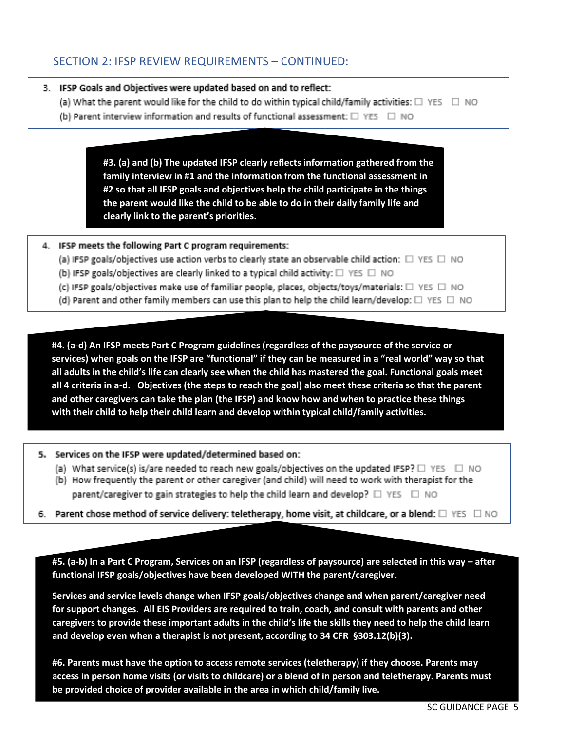## SECTION 2: IFSP REVIEW REQUIREMENTS – CONTINUED:

3. **IFSP Goals and Objectives were updated based on and to reflect:**
   (a) What the parent would like for the child to do within typical child/family activities: ☐ YES ☐ NO
   (b) Parent interview information and results of functional assessment: ☐ YES ☐ NO

**#3. (a) and (b) The updated IFSP clearly reflects information gathered from the family interview in #1 and the information from the functional assessment in #2 so that all IFSP goals and objectives help the child participate in the things the parent would like the child to be able to do in their daily family life and clearly link to the parent's priorities.**

4. **IFSP meets the following Part C program requirements:**
   (a) IFSP goals/objectives use action verbs to clearly state an observable child action: ☐ YES ☐ NO
   (b) IFSP goals/objectives are clearly linked to a typical child activity: ☐ YES ☐ NO
   (c) IFSP goals/objectives make use of familiar people, places, objects/toys/materials: ☐ YES ☐ NO
   (d) Parent and other family members can use this plan to help the child learn/develop: ☐ YES ☐ NO

**#4. (a-d) An IFSP meets Part C Program guidelines (regardless of the paysource of the service or services) when goals on the IFSP are "functional" if they can be measured in a "real world" way so that all adults in the child's life can clearly see when the child has mastered the goal. Functional goals meet all 4 criteria in a-d. Objectives (the steps to reach the goal) also meet these criteria so that the parent and other caregivers can take the plan (the IFSP) and know how and when to practice these things with their child to help their child learn and develop within typical child/family activities.**

5. **Services on the IFSP were updated/determined based on:**
   (a) What service(s) is/are needed to reach new goals/objectives on the updated IFSP? ☐ YES ☐ NO
   (b) How frequently the parent or other caregiver (and child) will need to work with therapist for the parent/caregiver to gain strategies to help the child learn and develop? ☐ YES ☐ NO

6. **Parent chose method of service delivery: teletherapy, home visit, at childcare, or a blend:** ☐ YES ☐ NO

**#5. (a-b) In a Part C Program, Services on an IFSP (regardless of paysource) are selected in this way – after functional IFSP goals/objectives have been developed WITH the parent/caregiver.**

**Services and service levels change when IFSP goals/objectives change and when parent/caregiver need for support changes. All EIS Providers are required to train, coach, and consult with parents and other caregivers to provide these important adults in the child's life the skills they need to help the child learn and develop even when a therapist is not present, according to 34 CFR §303.12(b)(3).**

**#6. Parents must have the option to access remote services (teletherapy) if they choose. Parents may access in person home visits (or visits to childcare) or a blend of in person and teletherapy. Parents must be provided choice of provider available in the area in which child/family live.**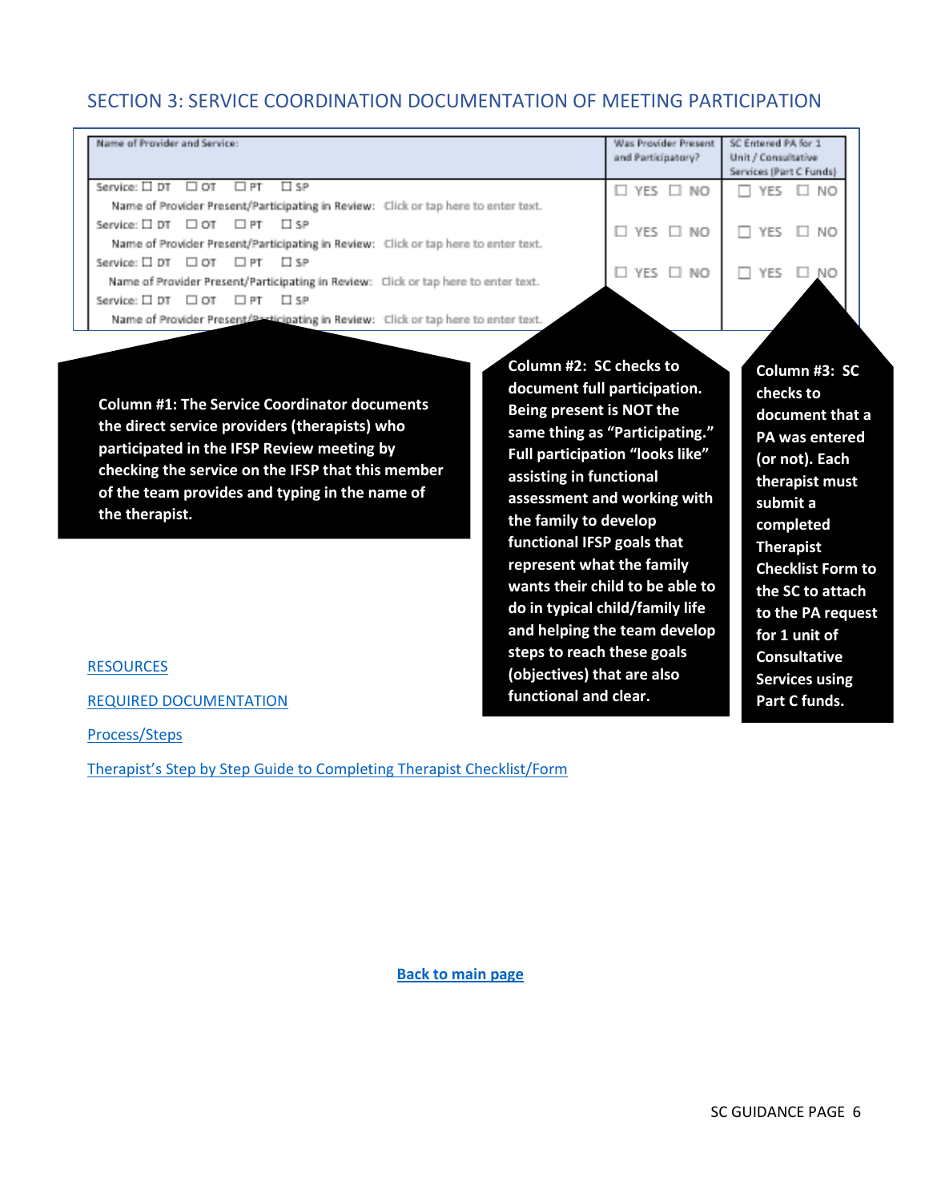## SECTION 3: SERVICE COORDINATION DOCUMENTATION OF MEETING PARTICIPATION

| Name of Provider and Service: | Was Provider Present and Participatory? | SC Entered PA for 1 Unit / Consultative Services (Part C Funds) |
|---|---|---|
| Service: ☐ DT ☐ OT ☐ PT ☐ SP<br>Name of Provider Present/Participating in Review: Click or tap here to enter text. | ☐ YES ☐ NO | ☐ YES ☐ NO |
| Service: ☐ DT ☐ OT ☐ PT ☐ SP<br>Name of Provider Present/Participating in Review: Click or tap here to enter text. | ☐ YES ☐ NO | ☐ YES ☐ NO |
| Service: ☐ DT ☐ OT ☐ PT ☐ SP<br>Name of Provider Present/Participating in Review: Click or tap here to enter text. | ☐ YES ☐ NO | ☐ YES ☐ NO |
| Service: ☐ DT ☐ OT ☐ PT ☐ SP<br>Name of Provider Present/Participating in Review: Click or tap here to enter text. | | |

**Column #1: The Service Coordinator documents the direct service providers (therapists) who participated in the IFSP Review meeting by checking the service on the IFSP that this member of the team provides and typing in the name of the therapist.**

**Column #2: SC checks to document full participation. Being present is NOT the same thing as "Participating." Full participation "looks like" assisting in functional assessment and working with the family to develop functional IFSP goals that represent what the family wants their child to be able to do in typical child/family life and helping the team develop steps to reach these goals (objectives) that are also functional and clear.**

**Column #3: SC checks to document that a PA was entered (or not). Each therapist must submit a completed Therapist Checklist Form to the SC to attach to the PA request for 1 unit of Consultative Services using Part C funds.**

RESOURCES

REQUIRED DOCUMENTATION

Process/Steps

Therapist's Step by Step Guide to Completing Therapist Checklist/Form

**Back to main page**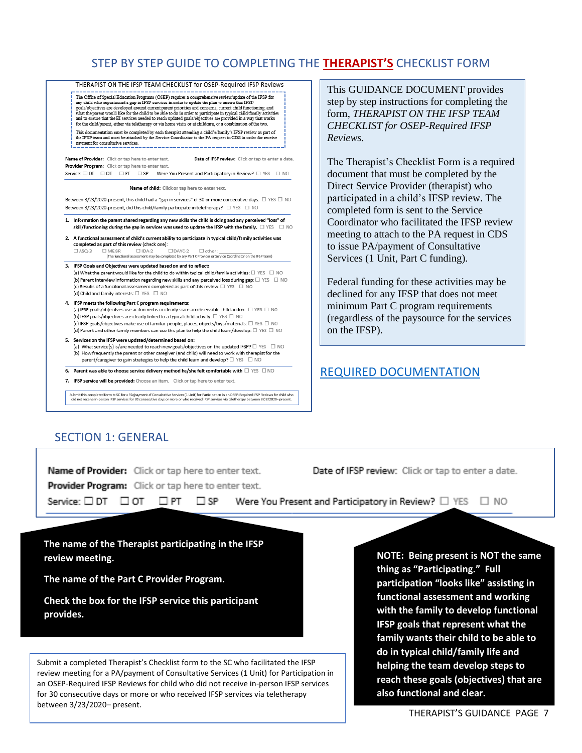# STEP BY STEP GUIDE TO COMPLETING THE **THERAPIST'S** CHECKLIST FORM

THERAPIST ON THE IFSP TEAM CHECKLIST for OSEP-Required IFSP Reviews

The Office of Special Education Programs (OSEP) requires a comprehensive review/update of the IFSP for any child who experienced a gap in IFSP services in order to update the plan to ensure that IFSP goals/objectives are developed around current parent priorities and concerns, current child functioning, and what the parent would like for the child to be able to do in order to participate in typical child/family activities and to ensure that the EI services needed to reach updated goals/objectives are provided in a way that works for the child/parent, either via teletherapy or via home visits or at childcare, or a combination of the two.

This documentation must be completed by each therapist attending a child's/family's IFSP review as part of the IFSP team and must be attached by the Service Coordinator to the PA request in CDS in order for receive payment for consultative services.

Name of Provider: Click or tap here to enter text. Date of IFSP review: Click or tap to enter a date.
Provider Program: Click or tap here to enter text.
Service: ☐ DT ☐ OT ☐ PT ☐ SP Were You Present and Participatory in Review? ☐ YES ☐ NO

Name of child: Click or tap here to enter text.

Between 3/23/2020-present, this child had a "gap in services" of 30 or more consecutive days. ☐ YES ☐ NO
Between 3/23/2020-present, did this child/family participate in teletherapy? ☐ YES ☐ NO

1. Information the parent shared regarding any new skills the child is doing and any perceived "loss" of skill/functioning during the gap in services was used to update the IFSP with the family. ☐ YES ☐ NO
2. A functional assessment of child's current ability to participate in typical child/family activities was completed as part of this review (check one):
   ☐ ASQ 3 ☐ MEISR ☐ IDA 2 ☐ DAYC-2 ☐ other: ____________
   (The functional assessment may be completed by any Part C Provider or Service Coordinator on the IFSP team)
3. IFSP Goals and Objectives were updated based on and to reflect:
   (a) What the parent would like for the child to do within typical child/family activities: ☐ YES ☐ NO
   (b) Parent interview information regarding new skills and any perceived loss during gap: ☐ YES ☐ NO
   (c) Results of a functional assessment completed as part of this review: ☐ YES ☐ NO
   (d) Child and family interests: ☐ YES ☐ NO
4. IFSP meets the following Part C program requirements:
   (a) IFSP goals/objectives use action verbs to clearly state an observable child action: ☐ YES ☐ NO
   (b) IFSP goals/objectives are clearly linked to a typical child activity: ☐ YES ☐ NO
   (c) IFSP goals/objectives make use of familiar people, places, objects/toys/materials: ☐ YES ☐ NO
   (d) Parent and other family members can use this plan to help the child learn/develop: ☐ YES ☐ NO
5. Services on the IFSP were updated/determined based on:
   (a) What service(s) is/are needed to reach new goals/objectives on the updated IFSP? ☐ YES ☐ NO
   (b) How frequently the parent or other caregiver (and child) will need to work with therapist for the parent/caregiver to gain strategies to help the child learn and develop? ☐ YES ☐ NO
6. Parent was able to choose service delivery method he/she felt comfortable with ☐ YES ☐ NO
7. IFSP service will be provided: Choose an item. Click or tap here to enter text.

Submit this completed form to SC for a PA/payment of Consultative Services (1 Unit) for Participation in an OSEP-Required IFSP Reviews for child who did not receive in-person IFSP services for 30 consecutive days or more or who received IFSP services via teletherapy between 3/23/2020– present.

This GUIDANCE DOCUMENT provides step by step instructions for completing the form, *THERAPIST ON THE IFSP TEAM CHECKLIST for OSEP-Required IFSP Reviews.*

The Therapist's Checklist Form is a required document that must be completed by the Direct Service Provider (therapist) who participated in a child's IFSP review. The completed form is sent to the Service Coordinator who facilitated the IFSP review meeting to attach to the PA request in CDS to issue PA/payment of Consultative Services (1 Unit, Part C funding).

Federal funding for these activities may be declined for any IFSP that does not meet minimum Part C program requirements (regardless of the paysource for the services on the IFSP).

## REQUIRED DOCUMENTATION

## SECTION 1: GENERAL

**Name of Provider:** Click or tap here to enter text. **Date of IFSP review:** Click or tap to enter a date.
**Provider Program:** Click or tap here to enter text.
Service: ☐ DT ☐ OT ☐ PT ☐ SP Were You Present and Participatory in Review? ☐ YES ☐ NO

**The name of the Therapist participating in the IFSP review meeting.**

**The name of the Part C Provider Program.**

**Check the box for the IFSP service this participant provides.**

**NOTE: Being present is NOT the same thing as "Participating." Full participation "looks like" assisting in functional assessment and working with the family to develop functional IFSP goals that represent what the family wants their child to be able to do in typical child/family life and helping the team develop steps to reach these goals (objectives) that are also functional and clear.**

Submit a completed Therapist's Checklist form to the SC who facilitated the IFSP review meeting for a PA/payment of Consultative Services (1 Unit) for Participation in an OSEP-Required IFSP Reviews for child who did not receive in-person IFSP services for 30 consecutive days or more or who received IFSP services via teletherapy between 3/23/2020– present.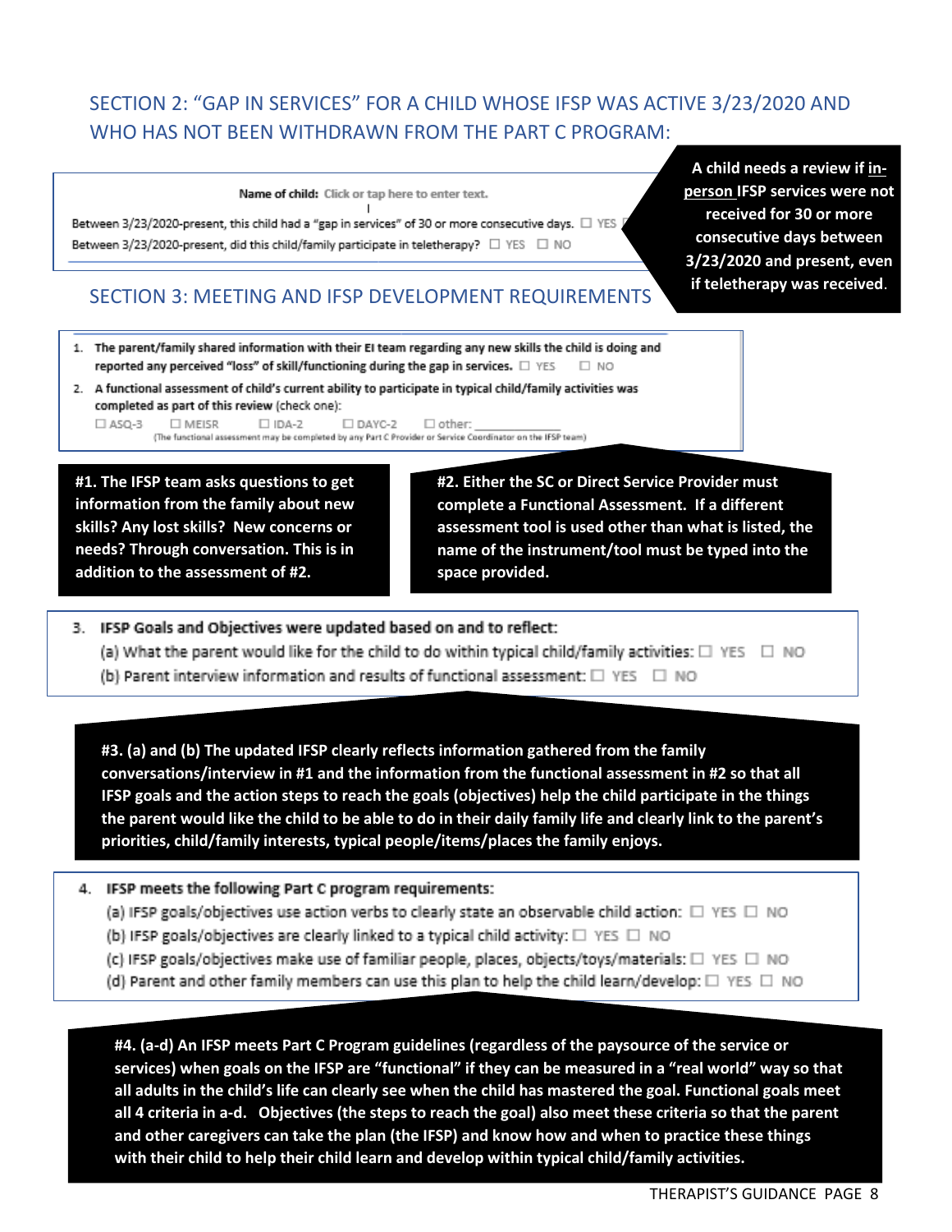## SECTION 2: "GAP IN SERVICES" FOR A CHILD WHOSE IFSP WAS ACTIVE 3/23/2020 AND WHO HAS NOT BEEN WITHDRAWN FROM THE PART C PROGRAM:

Name of child: Click or tap here to enter text.

Between 3/23/2020-present, this child had a "gap in services" of 30 or more consecutive days. ☐ YES ☐

Between 3/23/2020-present, did this child/family participate in teletherapy? ☐ YES ☐ NO

**A child needs a review if <u>in-person</u> IFSP services were not received for 30 or more consecutive days between 3/23/2020 and present, even if teletherapy was received.**

## SECTION 3: MEETING AND IFSP DEVELOPMENT REQUIREMENTS

1. **The parent/family shared information with their EI team regarding any new skills the child is doing and reported any perceived "loss" of skill/functioning during the gap in services.** ☐ YES ☐ NO
2. **A functional assessment of child's current ability to participate in typical child/family activities was completed as part of this review** (check one):
   ☐ ASQ-3 ☐ MEISR ☐ IDA-2 ☐ DAYC-2 ☐ other: ___________
   (The functional assessment may be completed by any Part C Provider or Service Coordinator on the IFSP team)

**#1. The IFSP team asks questions to get information from the family about new skills? Any lost skills? New concerns or needs? Through conversation. This is in addition to the assessment of #2.**

**#2. Either the SC or Direct Service Provider must complete a Functional Assessment. If a different assessment tool is used other than what is listed, the name of the instrument/tool must be typed into the space provided.**

3. **IFSP Goals and Objectives were updated based on and to reflect:**
   (a) What the parent would like for the child to do within typical child/family activities: ☐ YES ☐ NO
   (b) Parent interview information and results of functional assessment: ☐ YES ☐ NO

**#3. (a) and (b) The updated IFSP clearly reflects information gathered from the family conversations/interview in #1 and the information from the functional assessment in #2 so that all IFSP goals and the action steps to reach the goals (objectives) help the child participate in the things the parent would like the child to be able to do in their daily family life and clearly link to the parent's priorities, child/family interests, typical people/items/places the family enjoys.**

4. **IFSP meets the following Part C program requirements:**
   (a) IFSP goals/objectives use action verbs to clearly state an observable child action: ☐ YES ☐ NO
   (b) IFSP goals/objectives are clearly linked to a typical child activity: ☐ YES ☐ NO
   (c) IFSP goals/objectives make use of familiar people, places, objects/toys/materials: ☐ YES ☐ NO
   (d) Parent and other family members can use this plan to help the child learn/develop: ☐ YES ☐ NO

**#4. (a-d) An IFSP meets Part C Program guidelines (regardless of the paysource of the service or services) when goals on the IFSP are "functional" if they can be measured in a "real world" way so that all adults in the child's life can clearly see when the child has mastered the goal. Functional goals meet all 4 criteria in a-d. Objectives (the steps to reach the goal) also meet these criteria so that the parent and other caregivers can take the plan (the IFSP) and know how and when to practice these things with their child to help their child learn and develop within typical child/family activities.**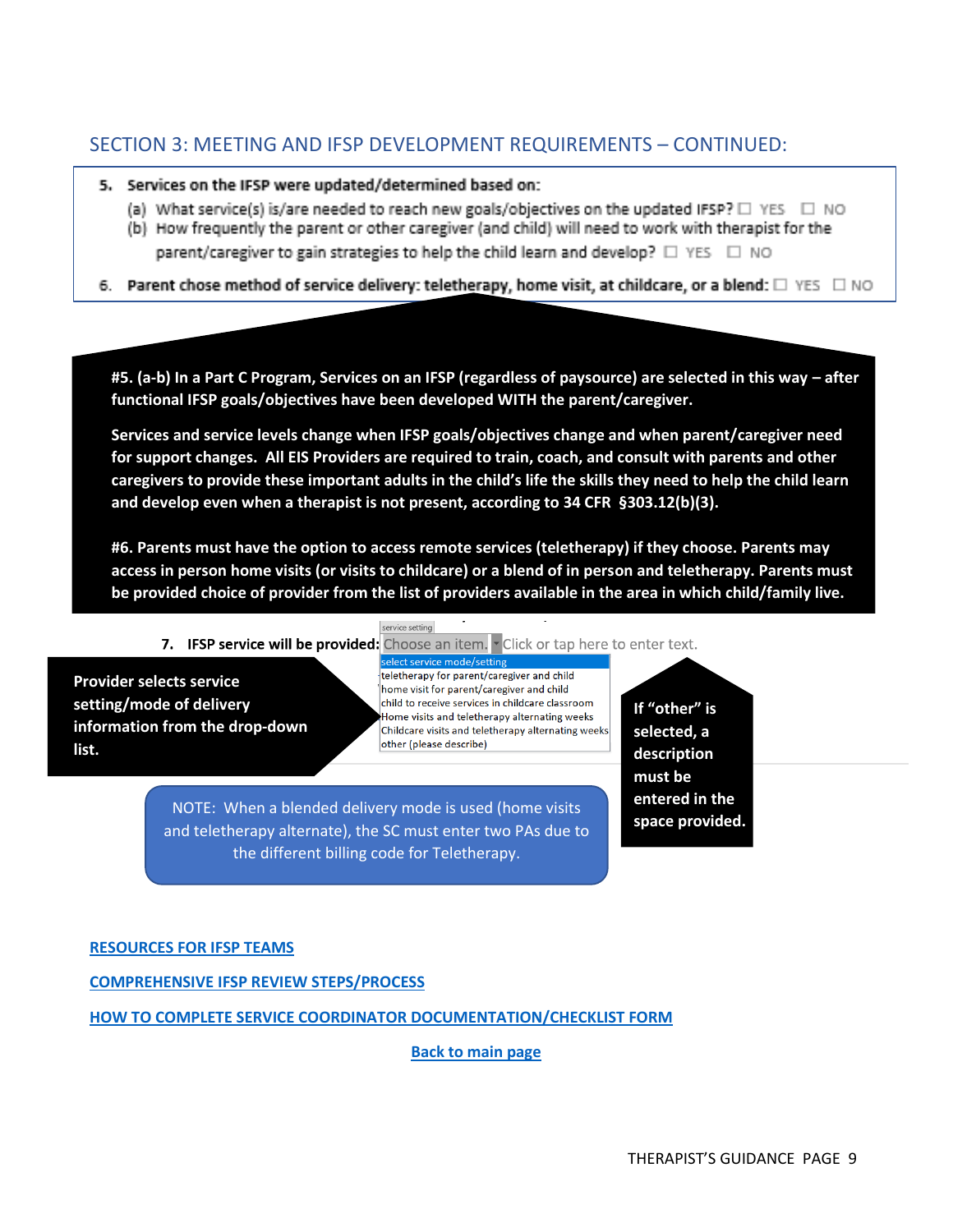## SECTION 3: MEETING AND IFSP DEVELOPMENT REQUIREMENTS – CONTINUED:

5. **Services on the IFSP were updated/determined based on:**
   - (a) What service(s) is/are needed to reach new goals/objectives on the updated IFSP? ☐ YES ☐ NO
   - (b) How frequently the parent or other caregiver (and child) will need to work with therapist for the parent/caregiver to gain strategies to help the child learn and develop? ☐ YES ☐ NO
6. **Parent chose method of service delivery: teletherapy, home visit, at childcare, or a blend:** ☐ YES ☐ NO

**#5. (a-b) In a Part C Program, Services on an IFSP (regardless of paysource) are selected in this way – after functional IFSP goals/objectives have been developed WITH the parent/caregiver.**

**Services and service levels change when IFSP goals/objectives change and when parent/caregiver need for support changes. All EIS Providers are required to train, coach, and consult with parents and other caregivers to provide these important adults in the child's life the skills they need to help the child learn and develop even when a therapist is not present, according to 34 CFR §303.12(b)(3).**

**#6. Parents must have the option to access remote services (teletherapy) if they choose. Parents may access in person home visits (or visits to childcare) or a blend of in person and teletherapy. Parents must be provided choice of provider from the list of providers available in the area in which child/family live.**

7. **IFSP service will be provided:** Choose an item. Click or tap here to enter text.

service setting
- select service mode/setting
- teletherapy for parent/caregiver and child
- home visit for parent/caregiver and child
- child to receive services in childcare classroom
- Home visits and teletherapy alternating weeks
- Childcare visits and teletherapy alternating weeks
- other (please describe)

**Provider selects service setting/mode of delivery information from the drop-down list.**

**If "other" is selected, a description must be entered in the space provided.**

NOTE: When a blended delivery mode is used (home visits and teletherapy alternate), the SC must enter two PAs due to the different billing code for Teletherapy.

[RESOURCES FOR IFSP TEAMS]

[COMPREHENSIVE IFSP REVIEW STEPS/PROCESS]

[HOW TO COMPLETE SERVICE COORDINATOR DOCUMENTATION/CHECKLIST FORM]

[Back to main page]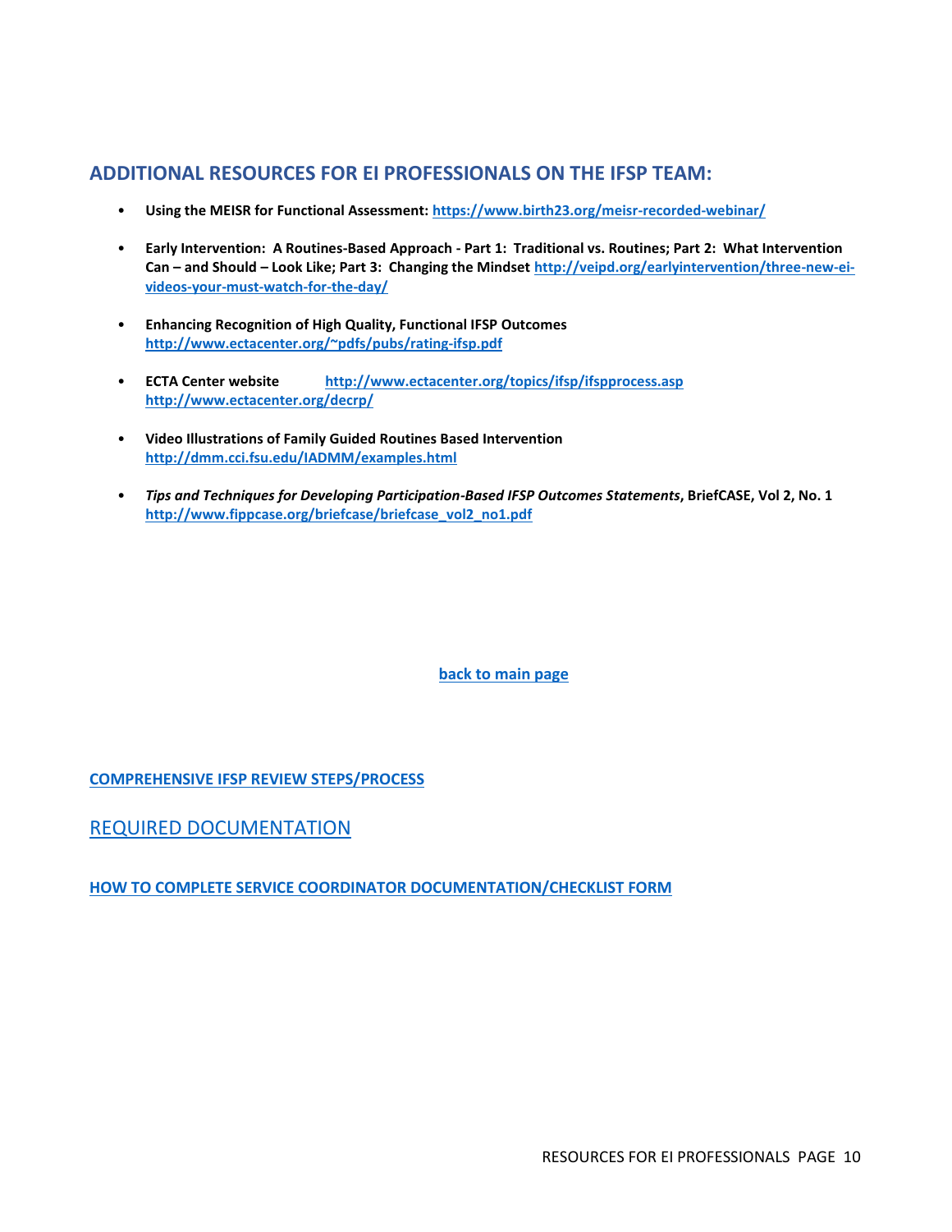## ADDITIONAL RESOURCES FOR EI PROFESSIONALS ON THE IFSP TEAM:

- **Using the MEISR for Functional Assessment:** **https://www.birth23.org/meisr-recorded-webinar/**

- **Early Intervention: A Routines-Based Approach - Part 1: Traditional vs. Routines; Part 2: What Intervention Can – and Should – Look Like; Part 3: Changing the Mindset** **http://veipd.org/earlyintervention/three-new-ei-videos-your-must-watch-for-the-day/**

- **Enhancing Recognition of High Quality, Functional IFSP Outcomes**
  **http://www.ectacenter.org/~pdfs/pubs/rating-ifsp.pdf**

- **ECTA Center website** **http://www.ectacenter.org/topics/ifsp/ifspprocess.asp**
  **http://www.ectacenter.org/decrp/**

- **Video Illustrations of Family Guided Routines Based Intervention**
  **http://dmm.cci.fsu.edu/IADMM/examples.html**

- *Tips and Techniques for Developing Participation-Based IFSP Outcomes Statements*, **BriefCASE, Vol 2, No. 1**
  **http://www.fippcase.org/briefcase/briefcase_vol2_no1.pdf**

**back to main page**

**COMPREHENSIVE IFSP REVIEW STEPS/PROCESS**

REQUIRED DOCUMENTATION

**HOW TO COMPLETE SERVICE COORDINATOR DOCUMENTATION/CHECKLIST FORM**